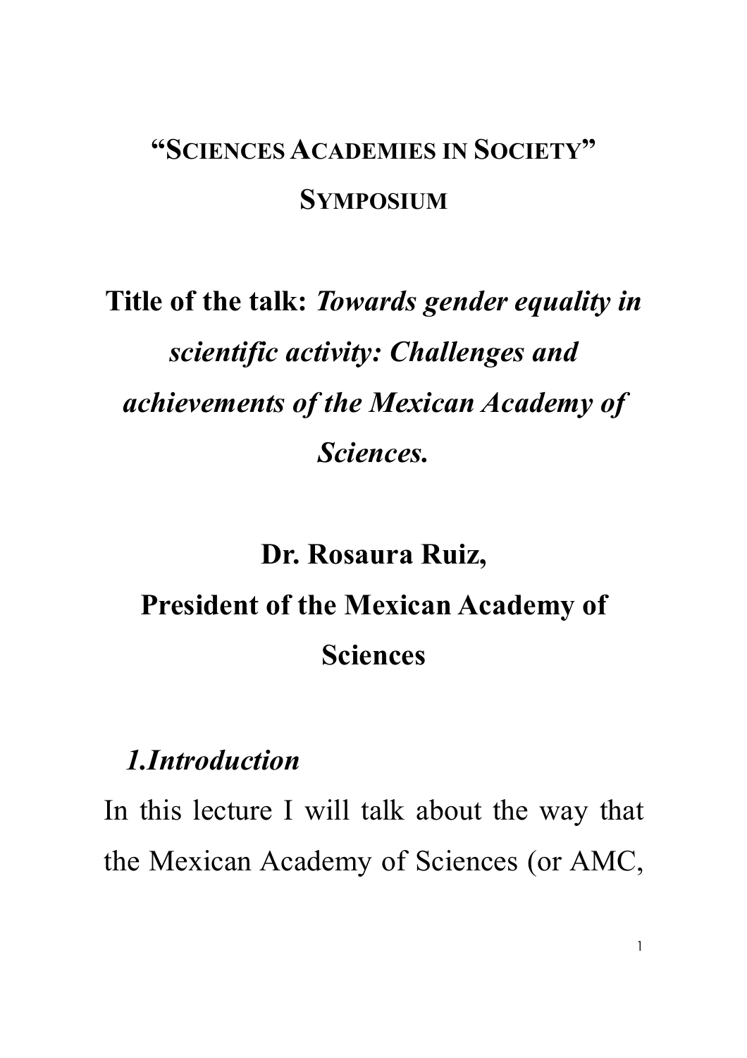# "SCIENCES ACADEMIES IN SOCIETY" SYMPOSIUM

## Title of the talk: *Towards gender equality in scientific activity: Challenges and achievements of the Mexican Academy of Sciences.*

**Dr. Rosaura Ruiz,**
**President of the Mexican Academy of Sciences**

### *1.Introduction*

In this lecture I will talk about the way that the Mexican Academy of Sciences (or AMC,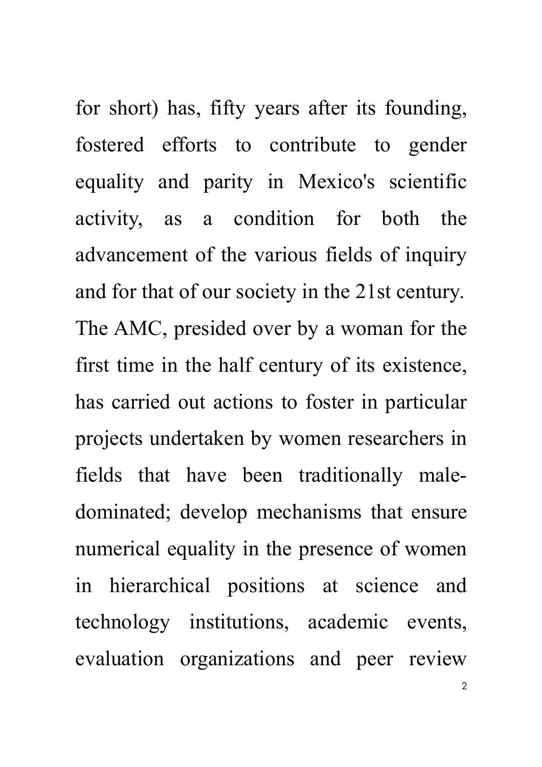for short) has, fifty years after its founding, fostered efforts to contribute to gender equality and parity in Mexico's scientific activity, as a condition for both the advancement of the various fields of inquiry and for that of our society in the 21st century. The AMC, presided over by a woman for the first time in the half century of its existence, has carried out actions to foster in particular projects undertaken by women researchers in fields that have been traditionally male-dominated; develop mechanisms that ensure numerical equality in the presence of women in hierarchical positions at science and technology institutions, academic events, evaluation organizations and peer review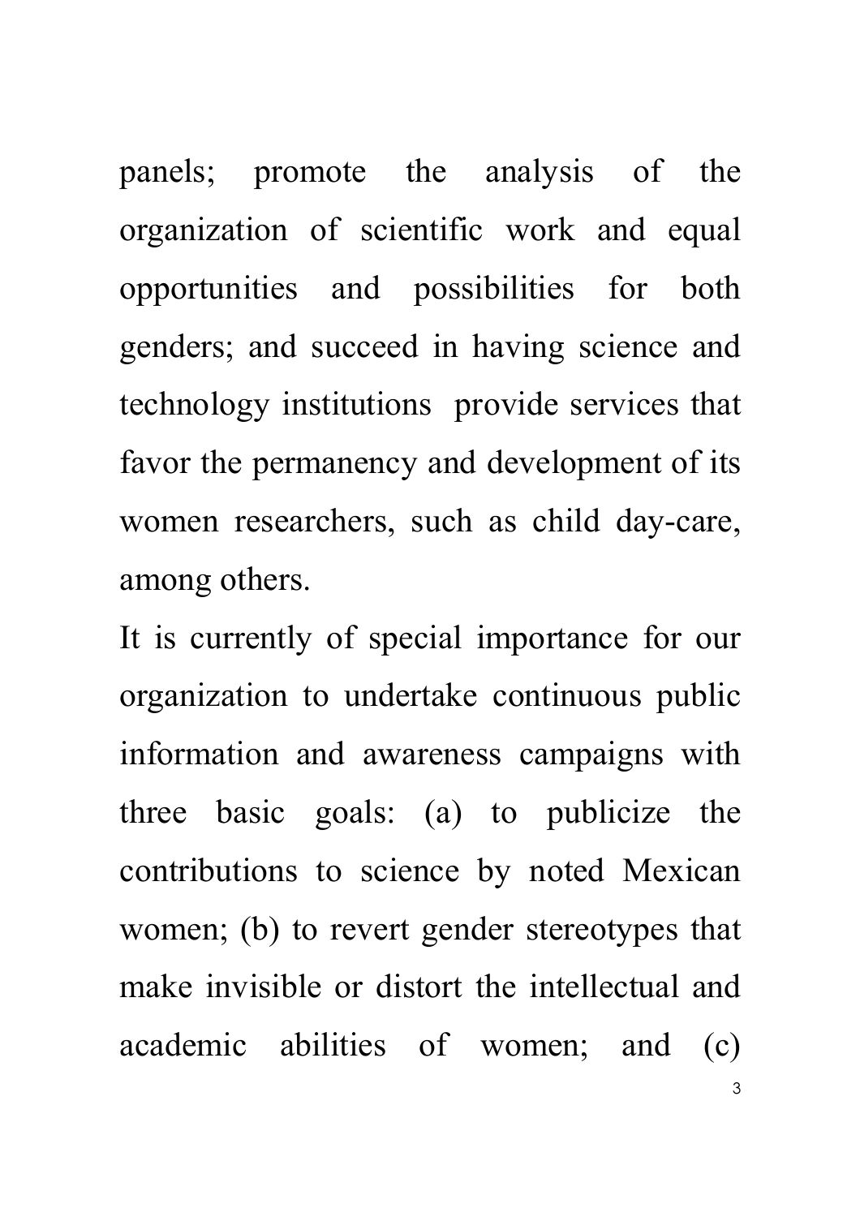panels; promote the analysis of the organization of scientific work and equal opportunities and possibilities for both genders; and succeed in having science and technology institutions provide services that favor the permanency and development of its women researchers, such as child day-care, among others.

It is currently of special importance for our organization to undertake continuous public information and awareness campaigns with three basic goals: (a) to publicize the contributions to science by noted Mexican women; (b) to revert gender stereotypes that make invisible or distort the intellectual and academic abilities of women; and (c)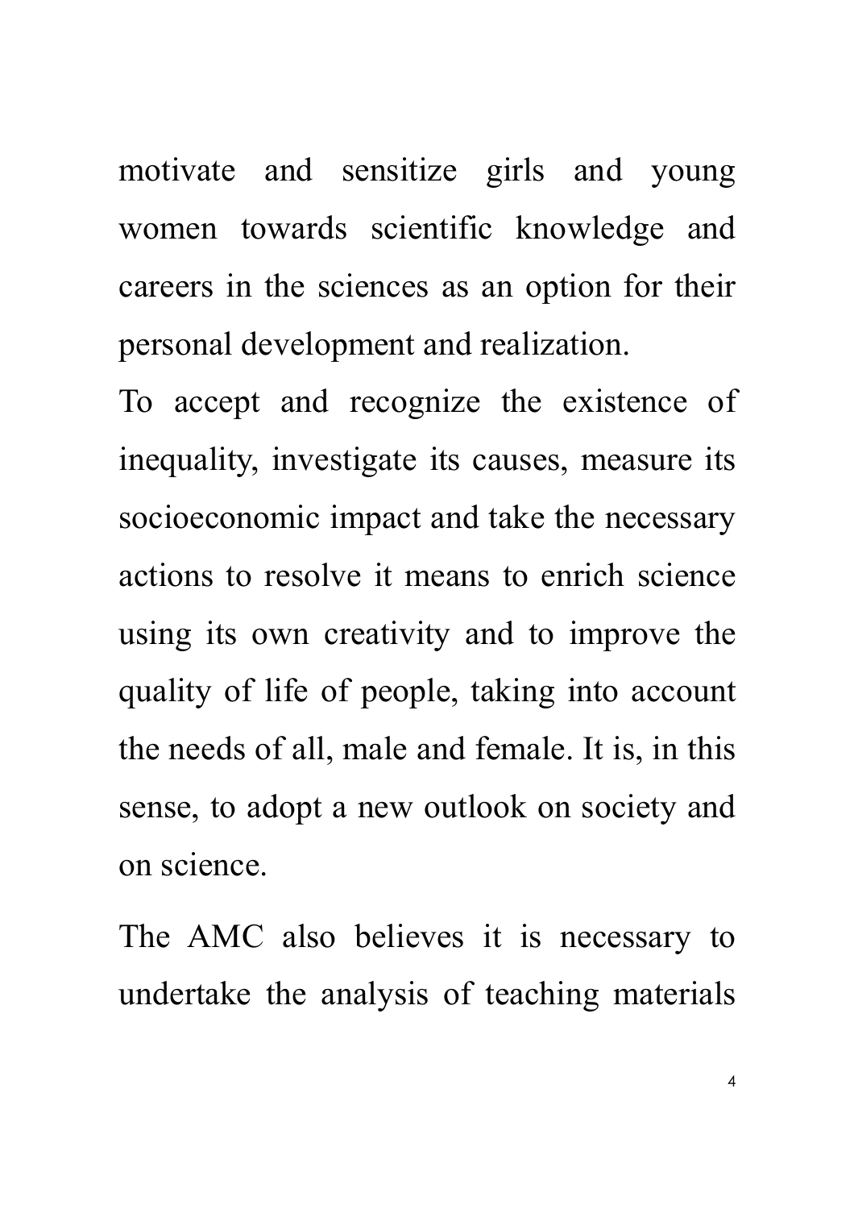motivate and sensitize girls and young women towards scientific knowledge and careers in the sciences as an option for their personal development and realization.

To accept and recognize the existence of inequality, investigate its causes, measure its socioeconomic impact and take the necessary actions to resolve it means to enrich science using its own creativity and to improve the quality of life of people, taking into account the needs of all, male and female. It is, in this sense, to adopt a new outlook on society and on science.

The AMC also believes it is necessary to undertake the analysis of teaching materials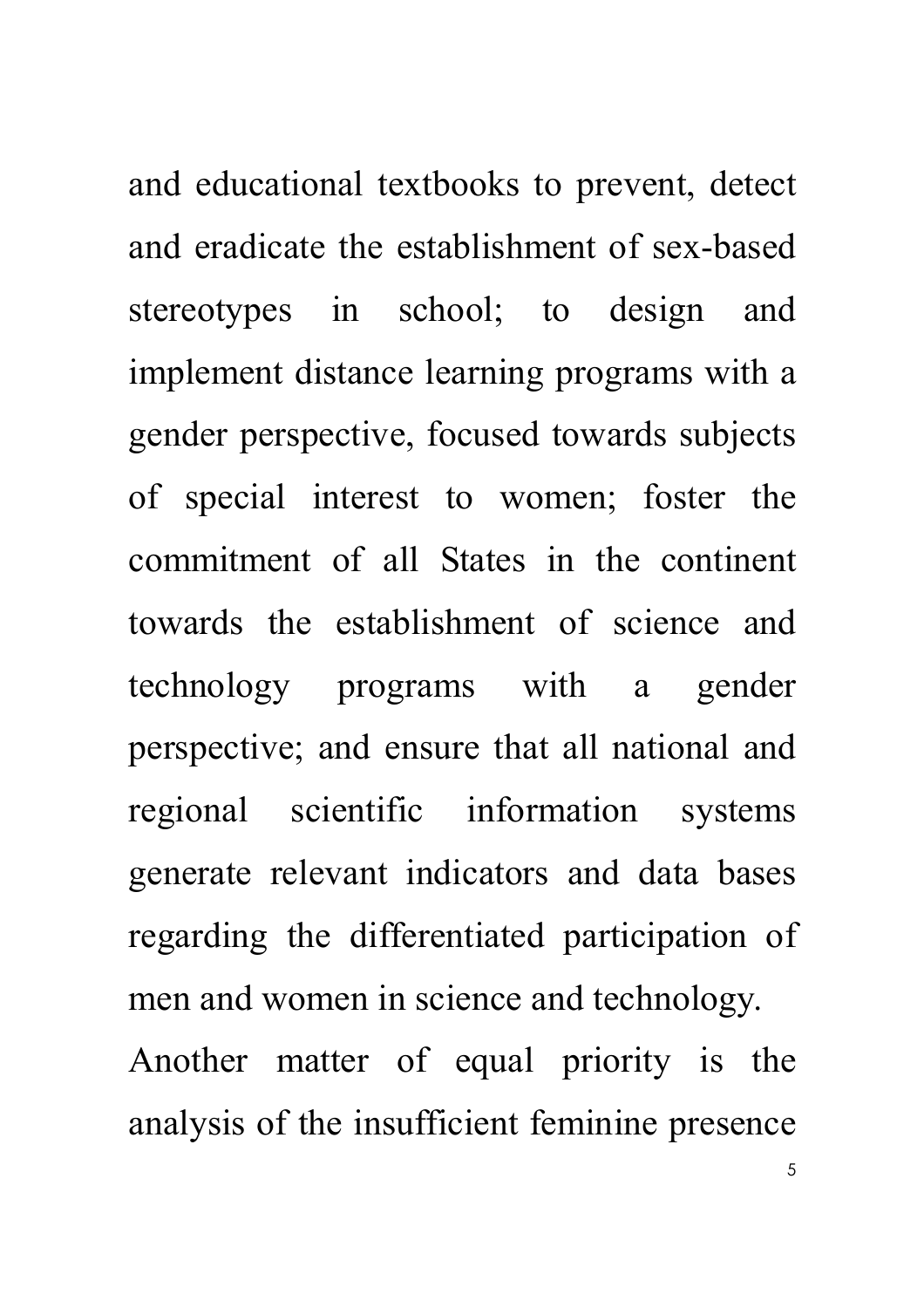and educational textbooks to prevent, detect and eradicate the establishment of sex-based stereotypes in school; to design and implement distance learning programs with a gender perspective, focused towards subjects of special interest to women; foster the commitment of all States in the continent towards the establishment of science and technology programs with a gender perspective; and ensure that all national and regional scientific information systems generate relevant indicators and data bases regarding the differentiated participation of men and women in science and technology.

Another matter of equal priority is the analysis of the insufficient feminine presence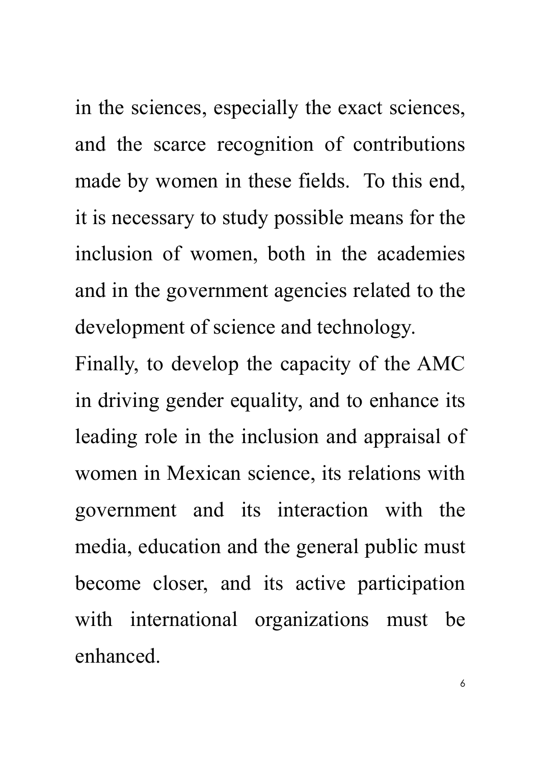in the sciences, especially the exact sciences, and the scarce recognition of contributions made by women in these fields. To this end, it is necessary to study possible means for the inclusion of women, both in the academies and in the government agencies related to the development of science and technology.

Finally, to develop the capacity of the AMC in driving gender equality, and to enhance its leading role in the inclusion and appraisal of women in Mexican science, its relations with government and its interaction with the media, education and the general public must become closer, and its active participation with international organizations must be enhanced.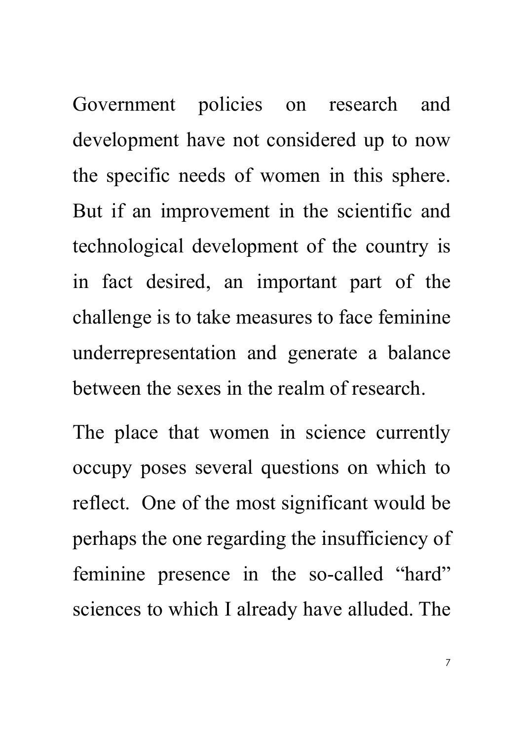Government policies on research and development have not considered up to now the specific needs of women in this sphere. But if an improvement in the scientific and technological development of the country is in fact desired, an important part of the challenge is to take measures to face feminine underrepresentation and generate a balance between the sexes in the realm of research.

The place that women in science currently occupy poses several questions on which to reflect. One of the most significant would be perhaps the one regarding the insufficiency of feminine presence in the so-called "hard" sciences to which I already have alluded. The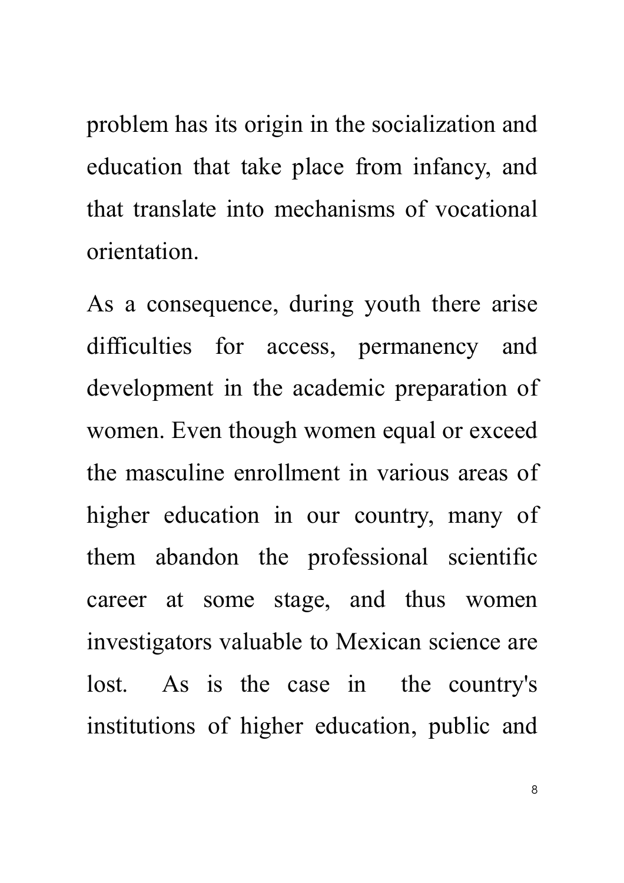problem has its origin in the socialization and education that take place from infancy, and that translate into mechanisms of vocational orientation.

As a consequence, during youth there arise difficulties for access, permanency and development in the academic preparation of women. Even though women equal or exceed the masculine enrollment in various areas of higher education in our country, many of them abandon the professional scientific career at some stage, and thus women investigators valuable to Mexican science are lost. As is the case in the country's institutions of higher education, public and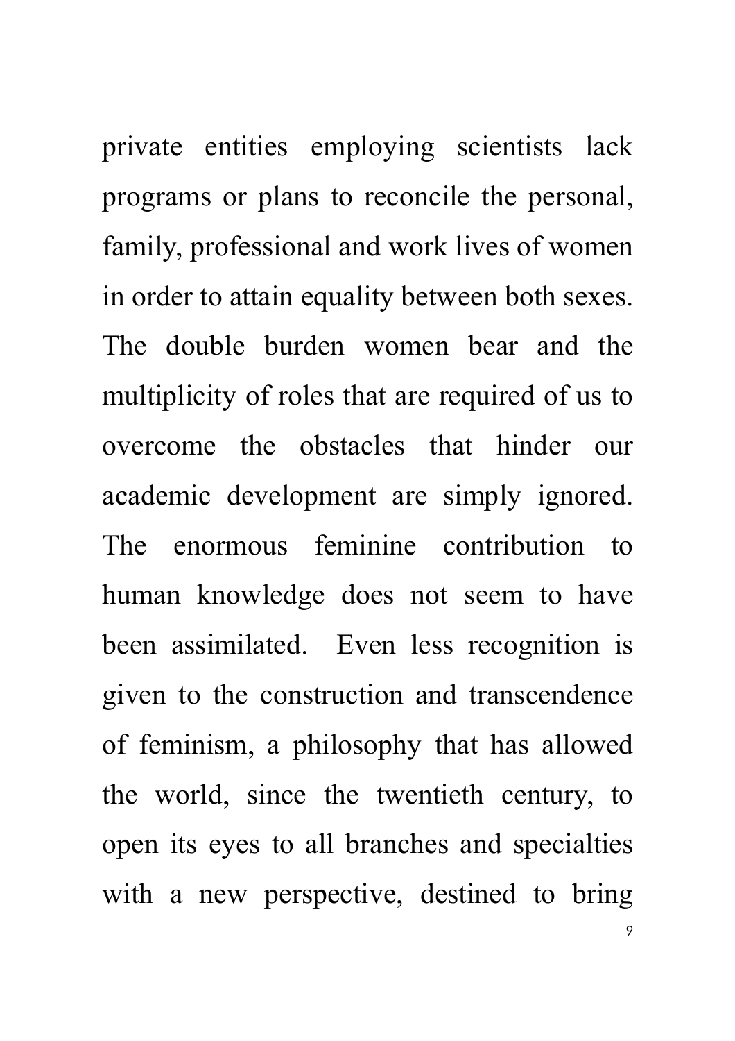private entities employing scientists lack programs or plans to reconcile the personal, family, professional and work lives of women in order to attain equality between both sexes. The double burden women bear and the multiplicity of roles that are required of us to overcome the obstacles that hinder our academic development are simply ignored. The enormous feminine contribution to human knowledge does not seem to have been assimilated. Even less recognition is given to the construction and transcendence of feminism, a philosophy that has allowed the world, since the twentieth century, to open its eyes to all branches and specialties with a new perspective, destined to bring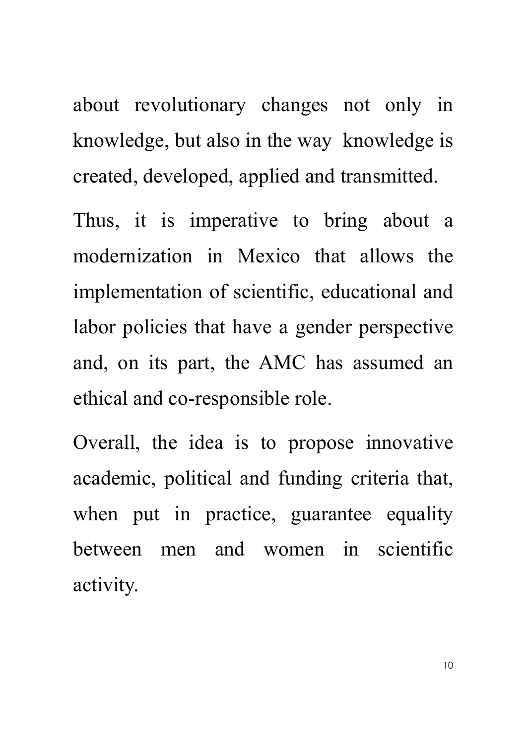about revolutionary changes not only in knowledge, but also in the way knowledge is created, developed, applied and transmitted.

Thus, it is imperative to bring about a modernization in Mexico that allows the implementation of scientific, educational and labor policies that have a gender perspective and, on its part, the AMC has assumed an ethical and co-responsible role.

Overall, the idea is to propose innovative academic, political and funding criteria that, when put in practice, guarantee equality between men and women in scientific activity.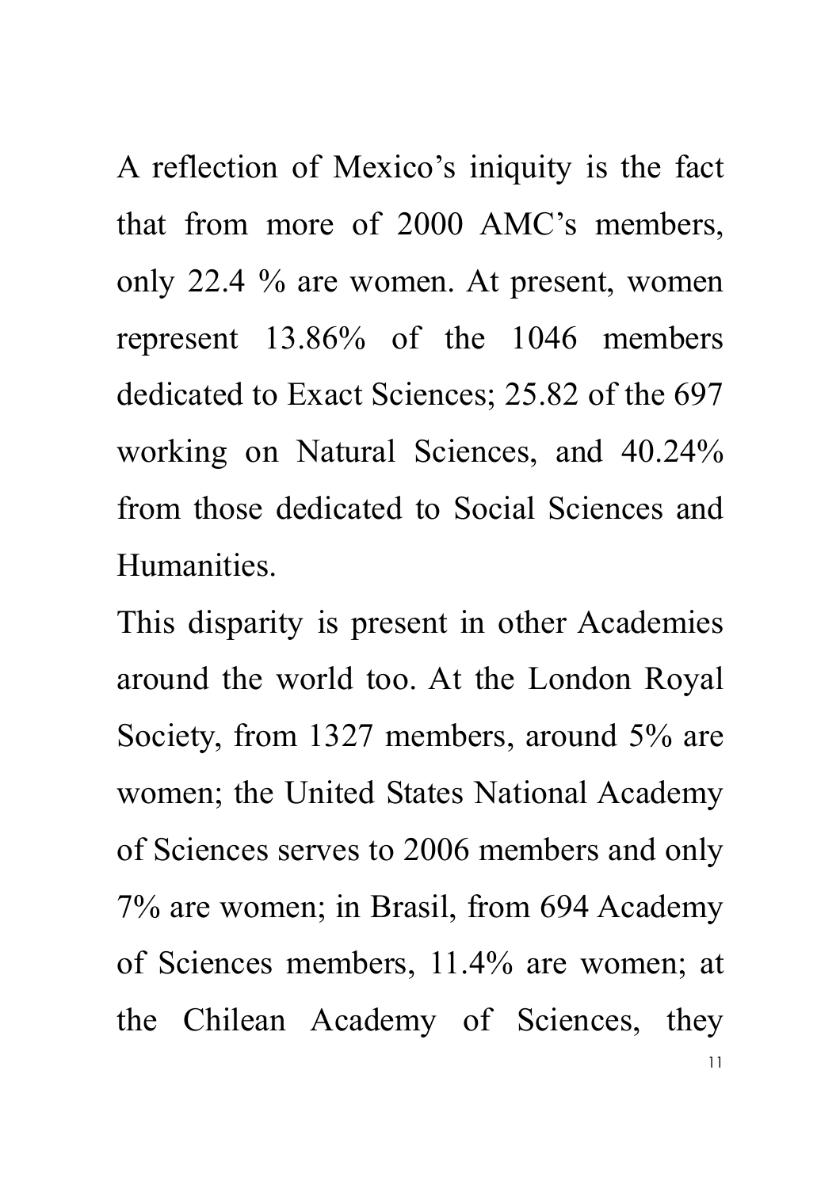A reflection of Mexico's iniquity is the fact that from more of 2000 AMC's members, only 22.4 % are women. At present, women represent 13.86% of the 1046 members dedicated to Exact Sciences; 25.82 of the 697 working on Natural Sciences, and 40.24% from those dedicated to Social Sciences and Humanities.

This disparity is present in other Academies around the world too. At the London Royal Society, from 1327 members, around 5% are women; the United States National Academy of Sciences serves to 2006 members and only 7% are women; in Brasil, from 694 Academy of Sciences members, 11.4% are women; at the Chilean Academy of Sciences, they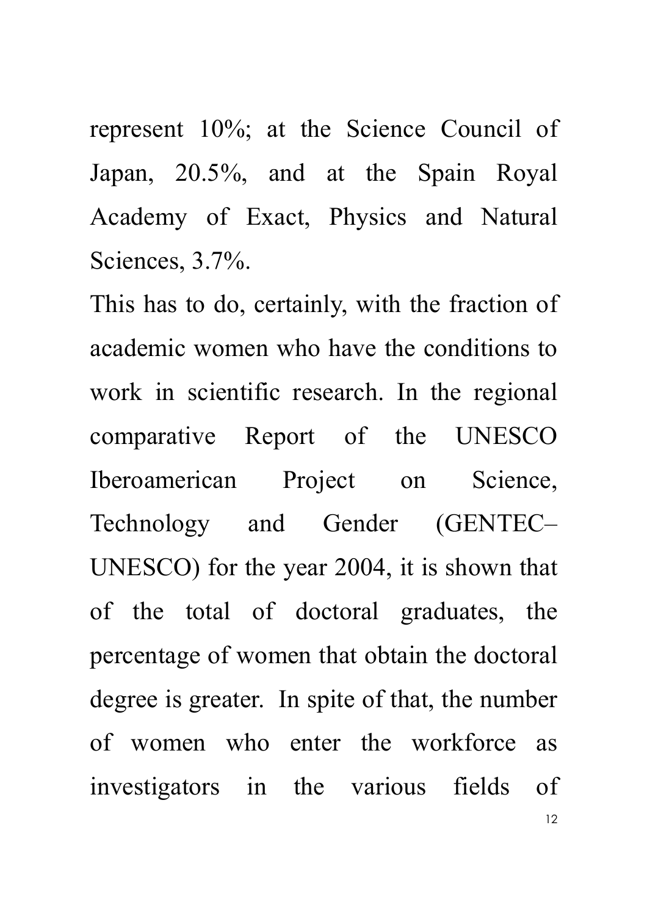represent 10%; at the Science Council of Japan, 20.5%, and at the Spain Royal Academy of Exact, Physics and Natural Sciences, 3.7%.

This has to do, certainly, with the fraction of academic women who have the conditions to work in scientific research. In the regional comparative Report of the UNESCO Iberoamerican Project on Science, Technology and Gender (GENTEC–UNESCO) for the year 2004, it is shown that of the total of doctoral graduates, the percentage of women that obtain the doctoral degree is greater. In spite of that, the number of women who enter the workforce as investigators in the various fields of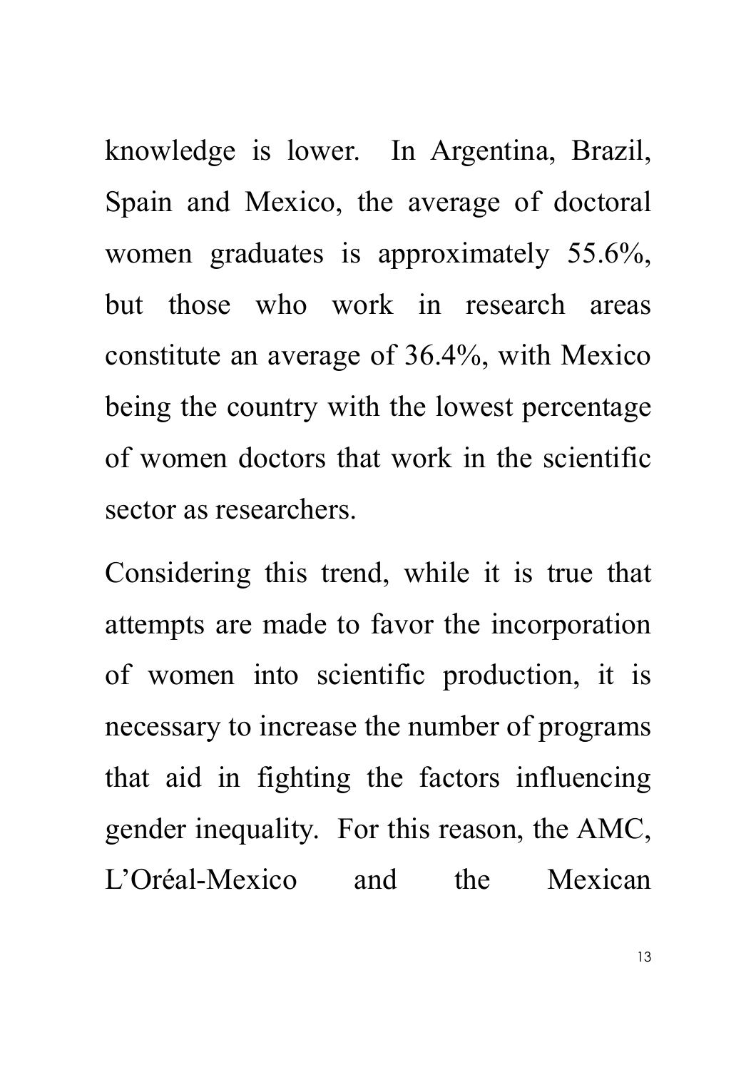knowledge is lower. In Argentina, Brazil, Spain and Mexico, the average of doctoral women graduates is approximately 55.6%, but those who work in research areas constitute an average of 36.4%, with Mexico being the country with the lowest percentage of women doctors that work in the scientific sector as researchers.

Considering this trend, while it is true that attempts are made to favor the incorporation of women into scientific production, it is necessary to increase the number of programs that aid in fighting the factors influencing gender inequality. For this reason, the AMC, L'Oréal-Mexico and the Mexican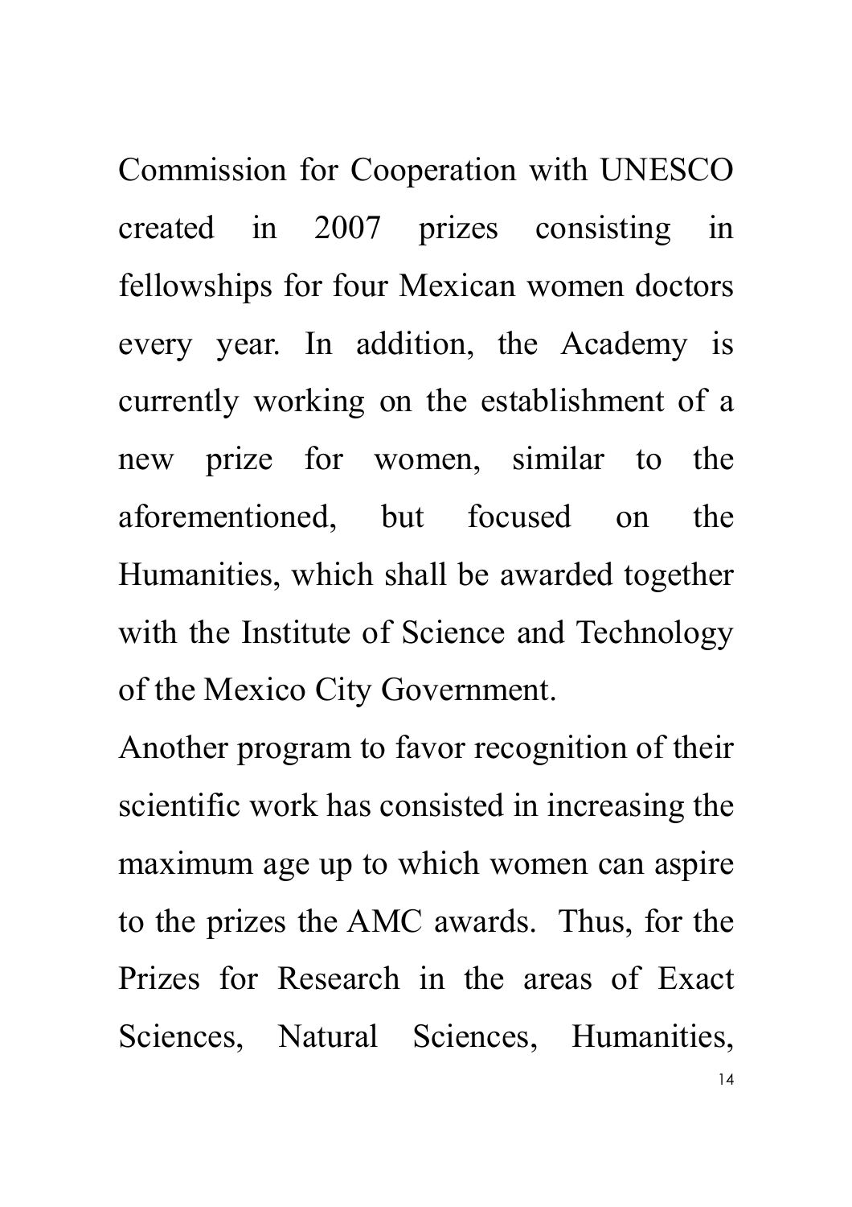Commission for Cooperation with UNESCO created in 2007 prizes consisting in fellowships for four Mexican women doctors every year. In addition, the Academy is currently working on the establishment of a new prize for women, similar to the aforementioned, but focused on the Humanities, which shall be awarded together with the Institute of Science and Technology of the Mexico City Government.

Another program to favor recognition of their scientific work has consisted in increasing the maximum age up to which women can aspire to the prizes the AMC awards. Thus, for the Prizes for Research in the areas of Exact Sciences, Natural Sciences, Humanities,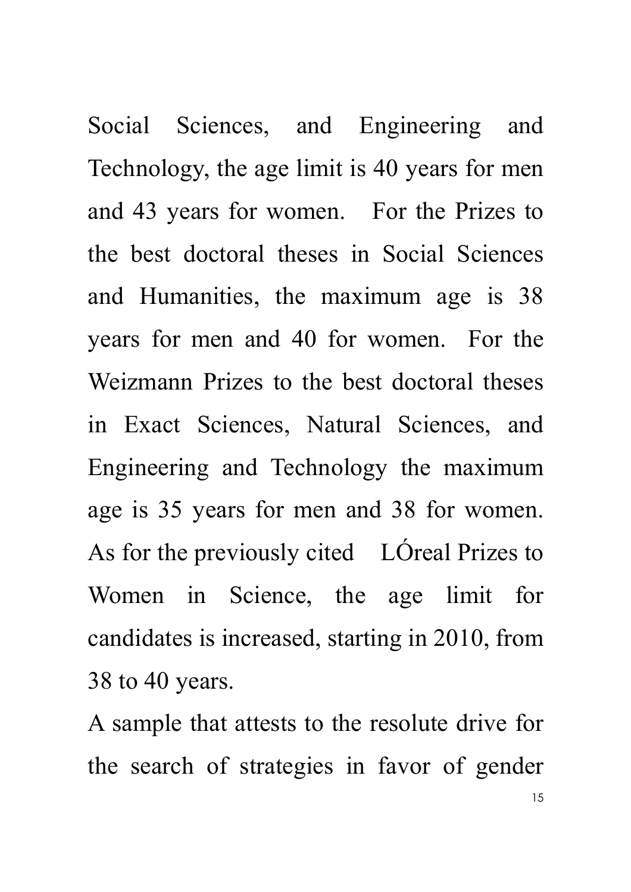Social Sciences, and Engineering and Technology, the age limit is 40 years for men and 43 years for women. For the Prizes to the best doctoral theses in Social Sciences and Humanities, the maximum age is 38 years for men and 40 for women. For the Weizmann Prizes to the best doctoral theses in Exact Sciences, Natural Sciences, and Engineering and Technology the maximum age is 35 years for men and 38 for women. As for the previously cited LÓreal Prizes to Women in Science, the age limit for candidates is increased, starting in 2010, from 38 to 40 years.

A sample that attests to the resolute drive for the search of strategies in favor of gender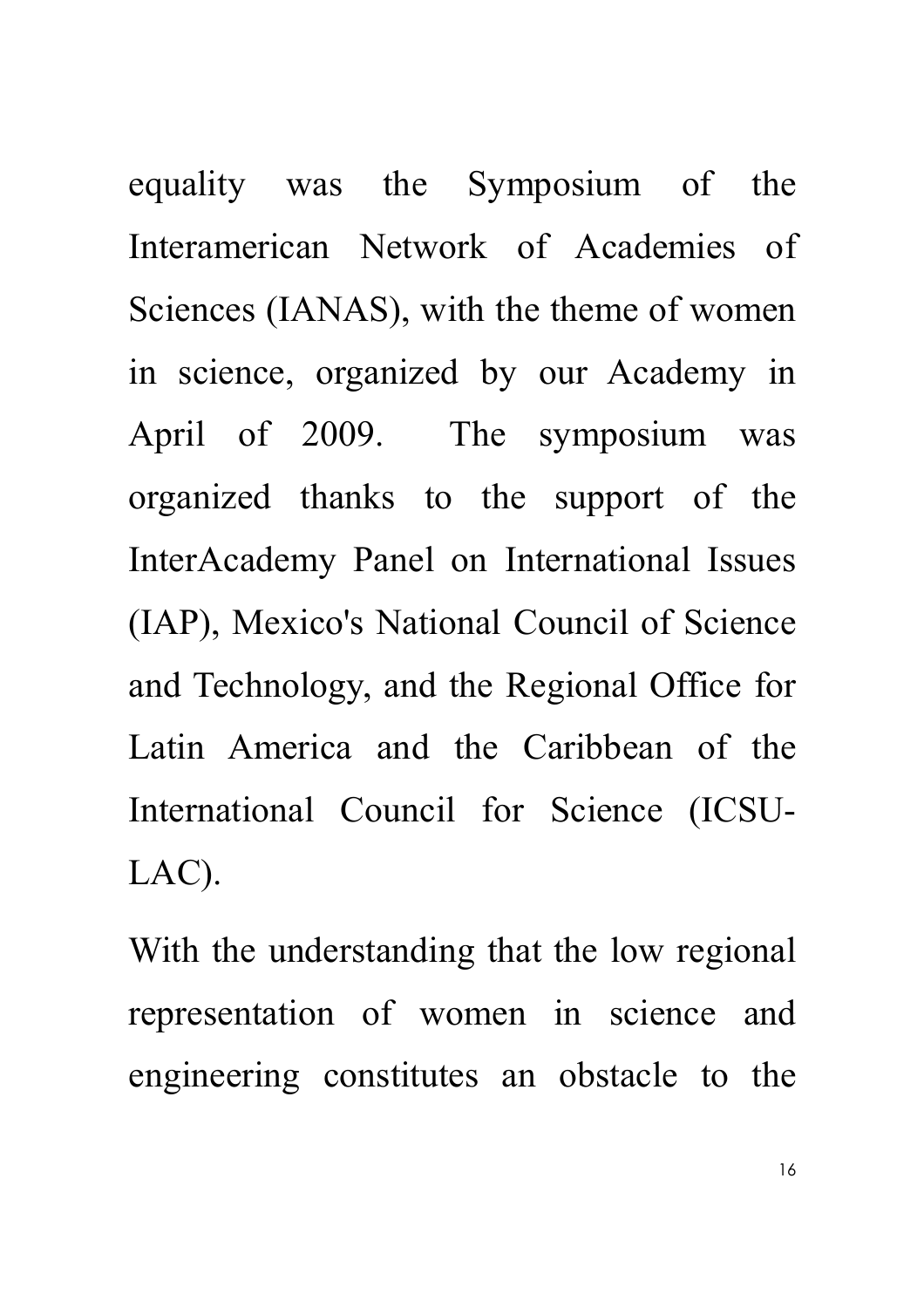equality was the Symposium of the Interamerican Network of Academies of Sciences (IANAS), with the theme of women in science, organized by our Academy in April of 2009. The symposium was organized thanks to the support of the InterAcademy Panel on International Issues (IAP), Mexico's National Council of Science and Technology, and the Regional Office for Latin America and the Caribbean of the International Council for Science (ICSU-LAC).

With the understanding that the low regional representation of women in science and engineering constitutes an obstacle to the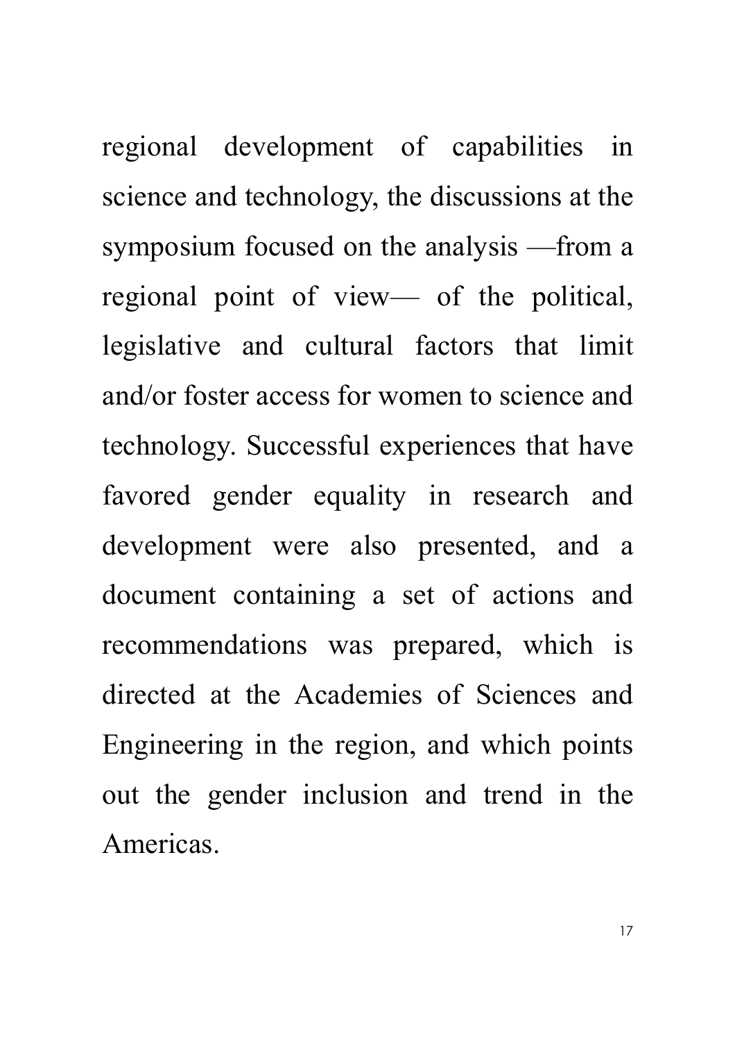regional development of capabilities in science and technology, the discussions at the symposium focused on the analysis —from a regional point of view— of the political, legislative and cultural factors that limit and/or foster access for women to science and technology. Successful experiences that have favored gender equality in research and development were also presented, and a document containing a set of actions and recommendations was prepared, which is directed at the Academies of Sciences and Engineering in the region, and which points out the gender inclusion and trend in the Americas.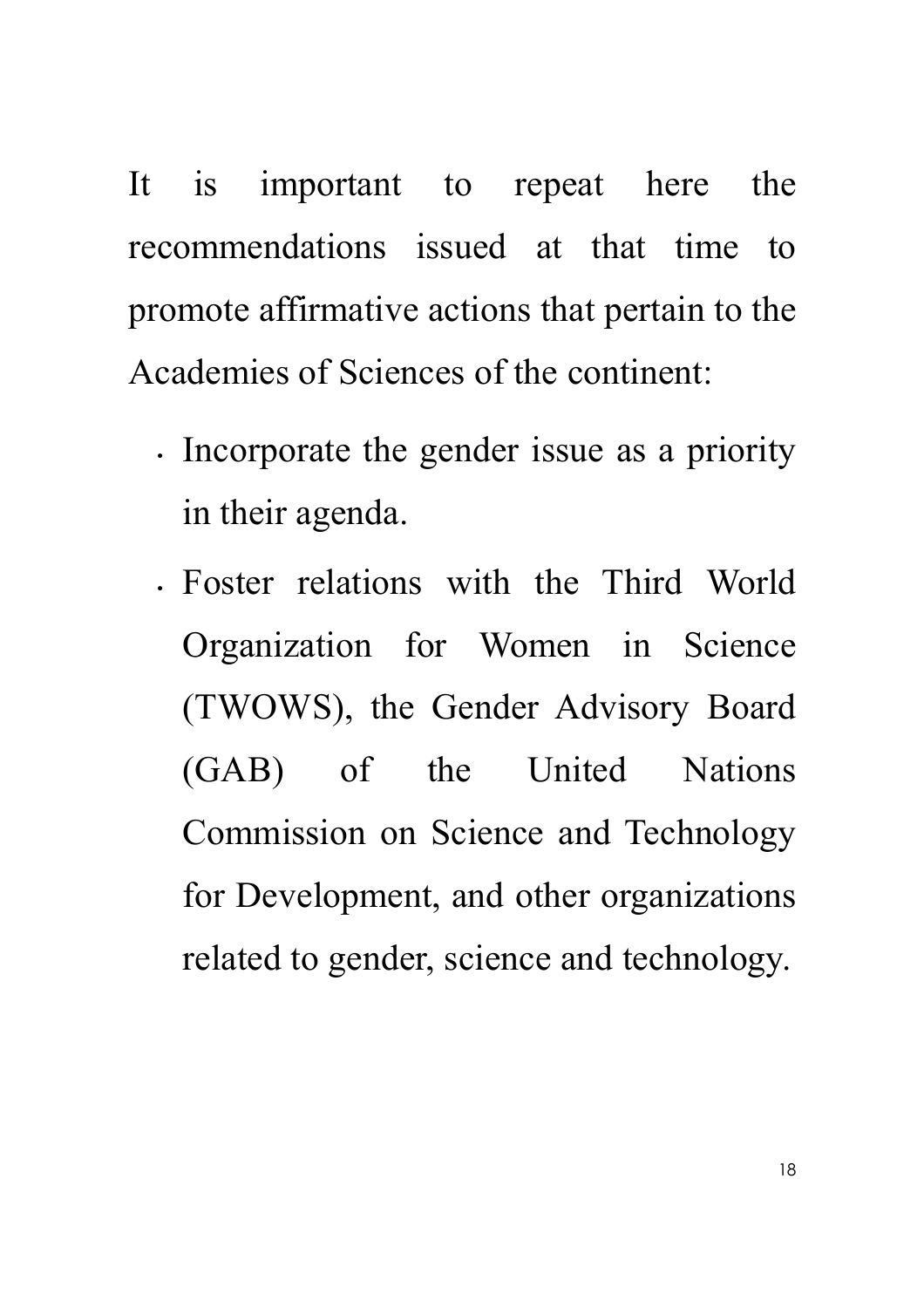It is important to repeat here the recommendations issued at that time to promote affirmative actions that pertain to the Academies of Sciences of the continent:

- Incorporate the gender issue as a priority in their agenda.
- Foster relations with the Third World Organization for Women in Science (TWOWS), the Gender Advisory Board (GAB) of the United Nations Commission on Science and Technology for Development, and other organizations related to gender, science and technology.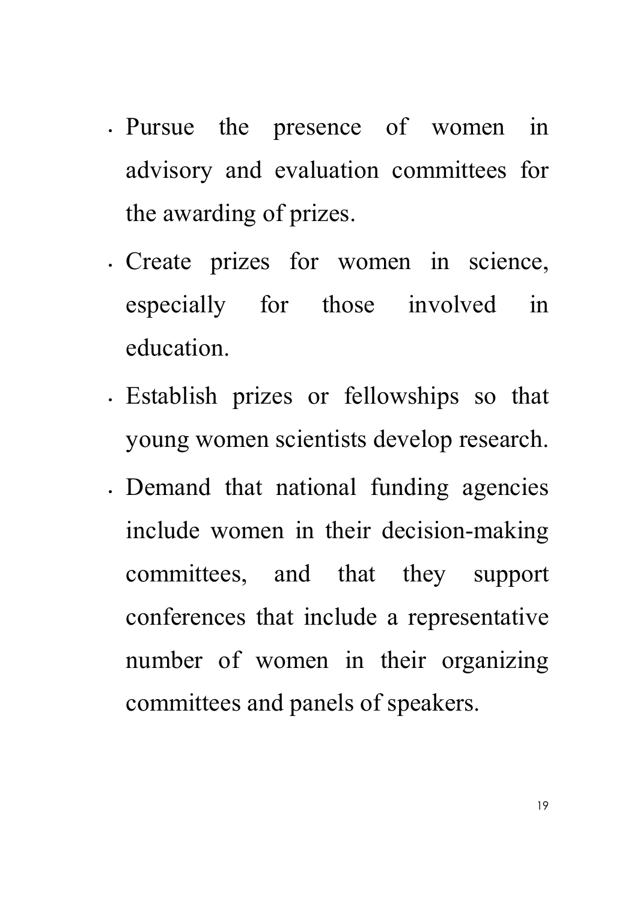- Pursue the presence of women in advisory and evaluation committees for the awarding of prizes.
- Create prizes for women in science, especially for those involved in education.
- Establish prizes or fellowships so that young women scientists develop research.
- Demand that national funding agencies include women in their decision-making committees, and that they support conferences that include a representative number of women in their organizing committees and panels of speakers.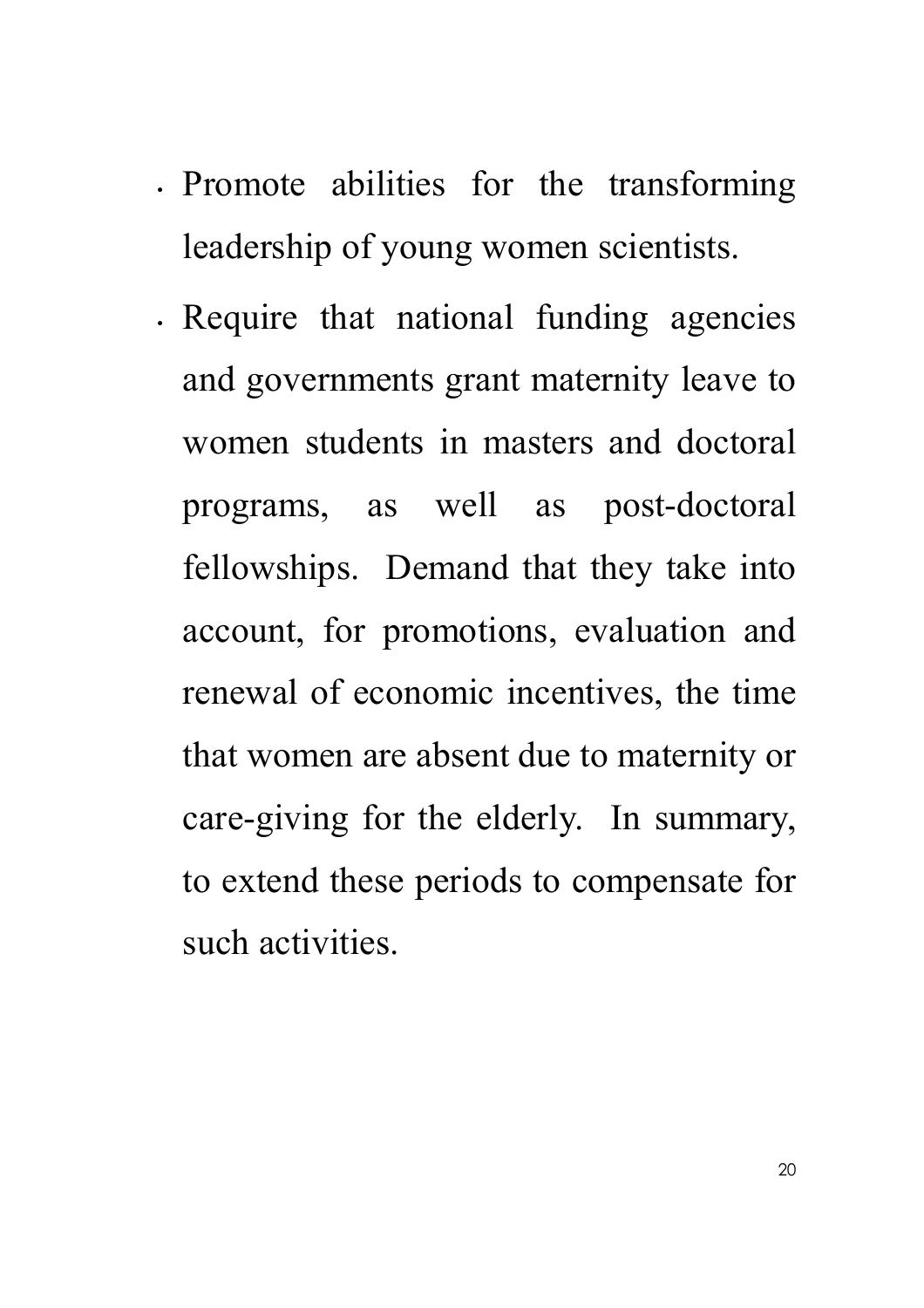- Promote abilities for the transforming leadership of young women scientists.
- Require that national funding agencies and governments grant maternity leave to women students in masters and doctoral programs, as well as post-doctoral fellowships. Demand that they take into account, for promotions, evaluation and renewal of economic incentives, the time that women are absent due to maternity or care-giving for the elderly. In summary, to extend these periods to compensate for such activities.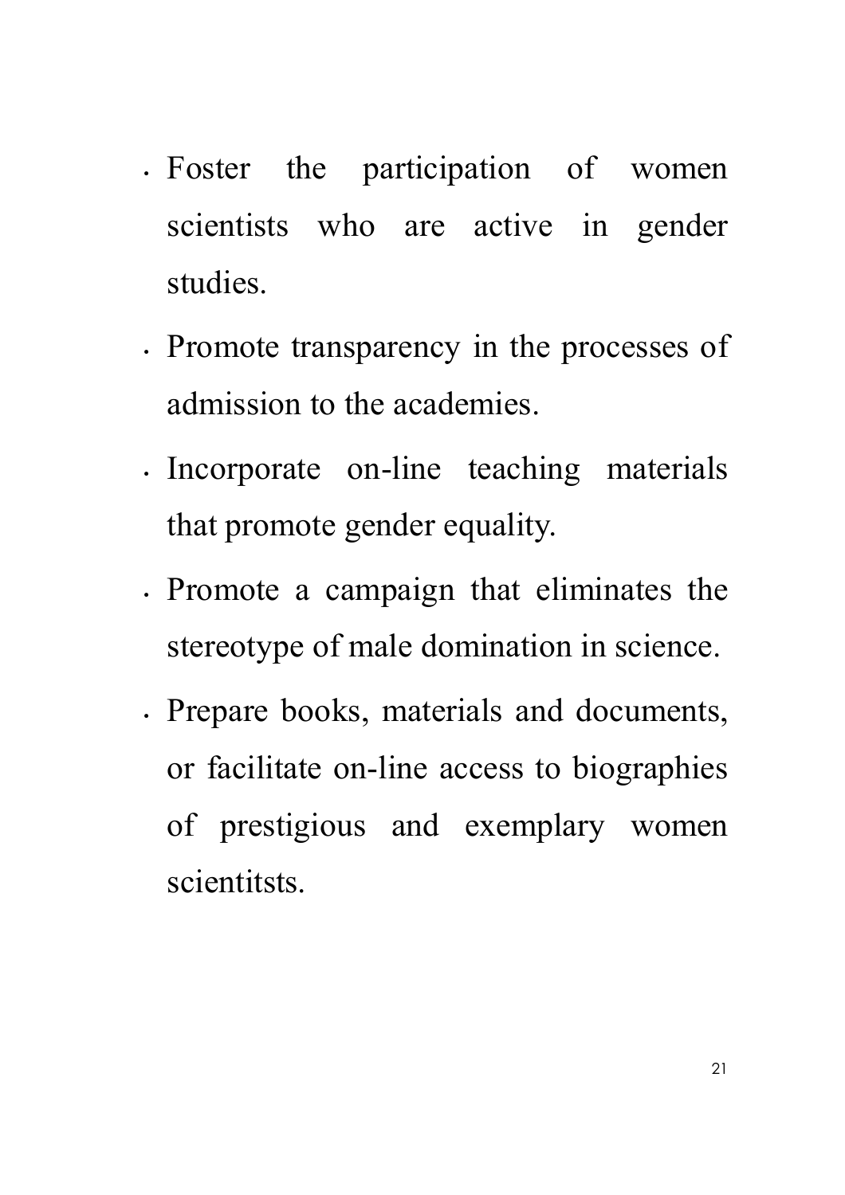- Foster the participation of women scientists who are active in gender studies.
- Promote transparency in the processes of admission to the academies.
- Incorporate on-line teaching materials that promote gender equality.
- Promote a campaign that eliminates the stereotype of male domination in science.
- Prepare books, materials and documents, or facilitate on-line access to biographies of prestigious and exemplary women scientitsts.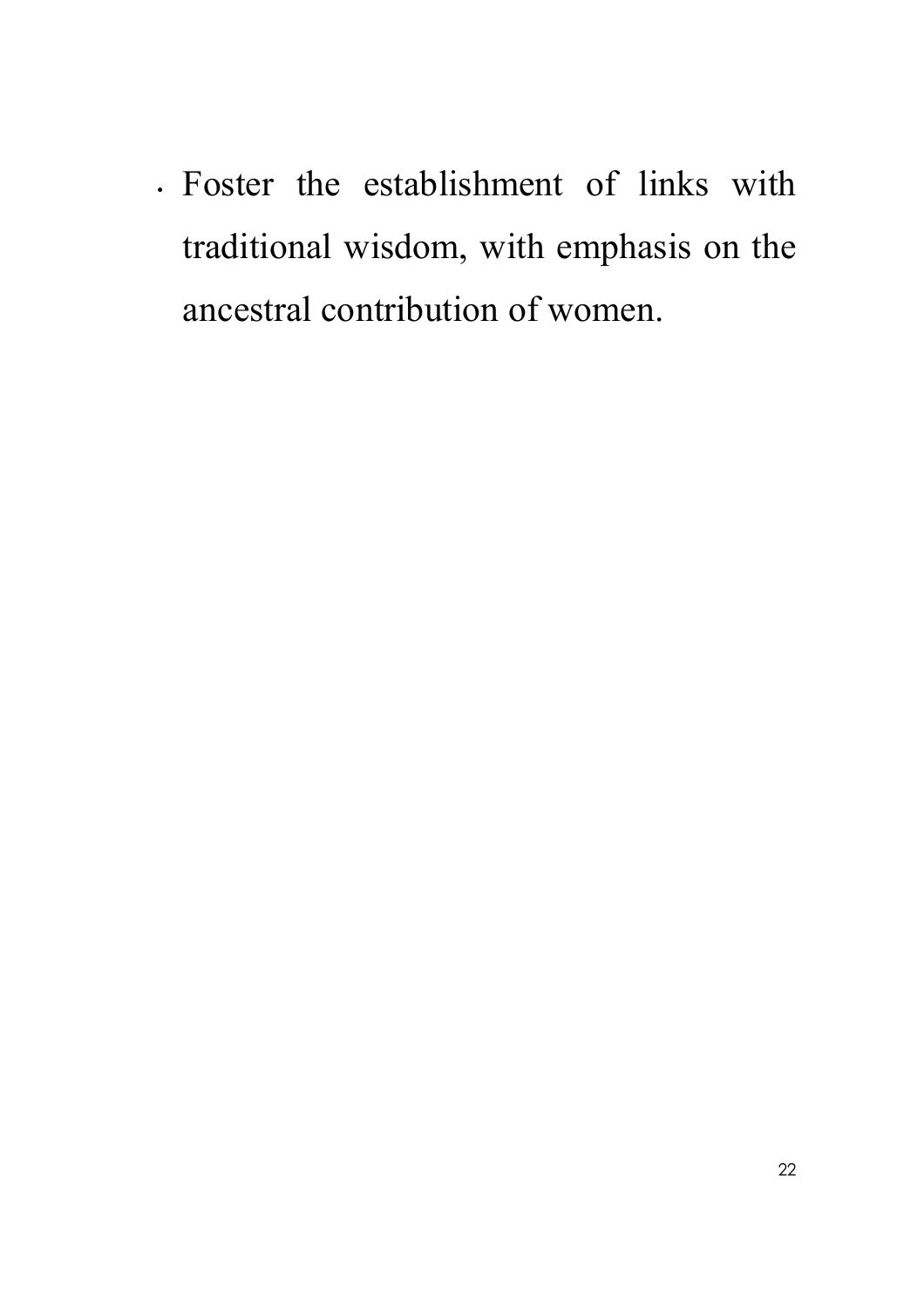- Foster the establishment of links with traditional wisdom, with emphasis on the ancestral contribution of women.